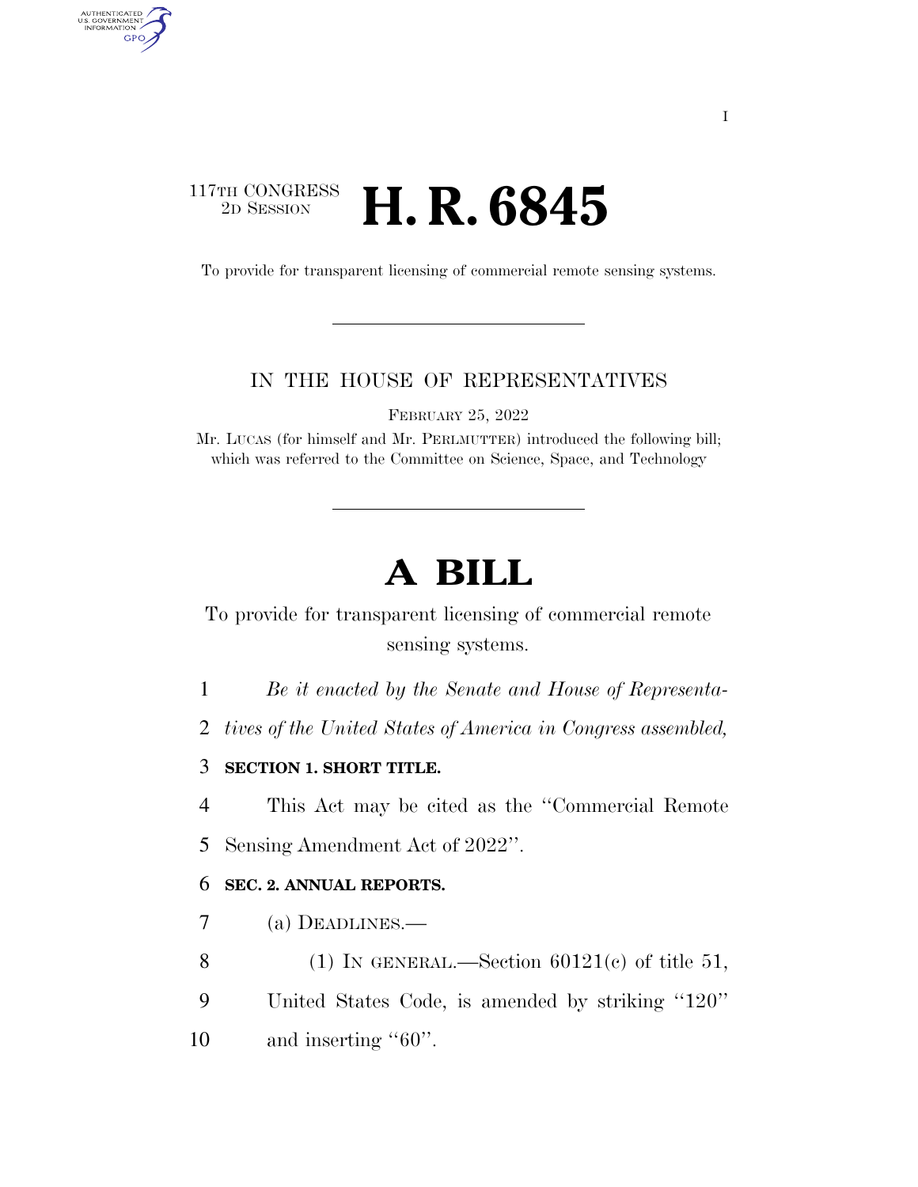117TH CONGRESS
2D SESSION

# H. R. 6845

To provide for transparent licensing of commercial remote sensing systems.

---

IN THE HOUSE OF REPRESENTATIVES

FEBRUARY 25, 2022

Mr. LUCAS (for himself and Mr. PERLMUTTER) introduced the following bill; which was referred to the Committee on Science, Space, and Technology

---

# A BILL

To provide for transparent licensing of commercial remote sensing systems.

*Be it enacted by the Senate and House of Representatives of the United States of America in Congress assembled,*

**SECTION 1. SHORT TITLE.**

This Act may be cited as the "Commercial Remote Sensing Amendment Act of 2022".

**SEC. 2. ANNUAL REPORTS.**

(a) DEADLINES.—

(1) IN GENERAL.—Section 60121(c) of title 51, United States Code, is amended by striking "120" and inserting "60".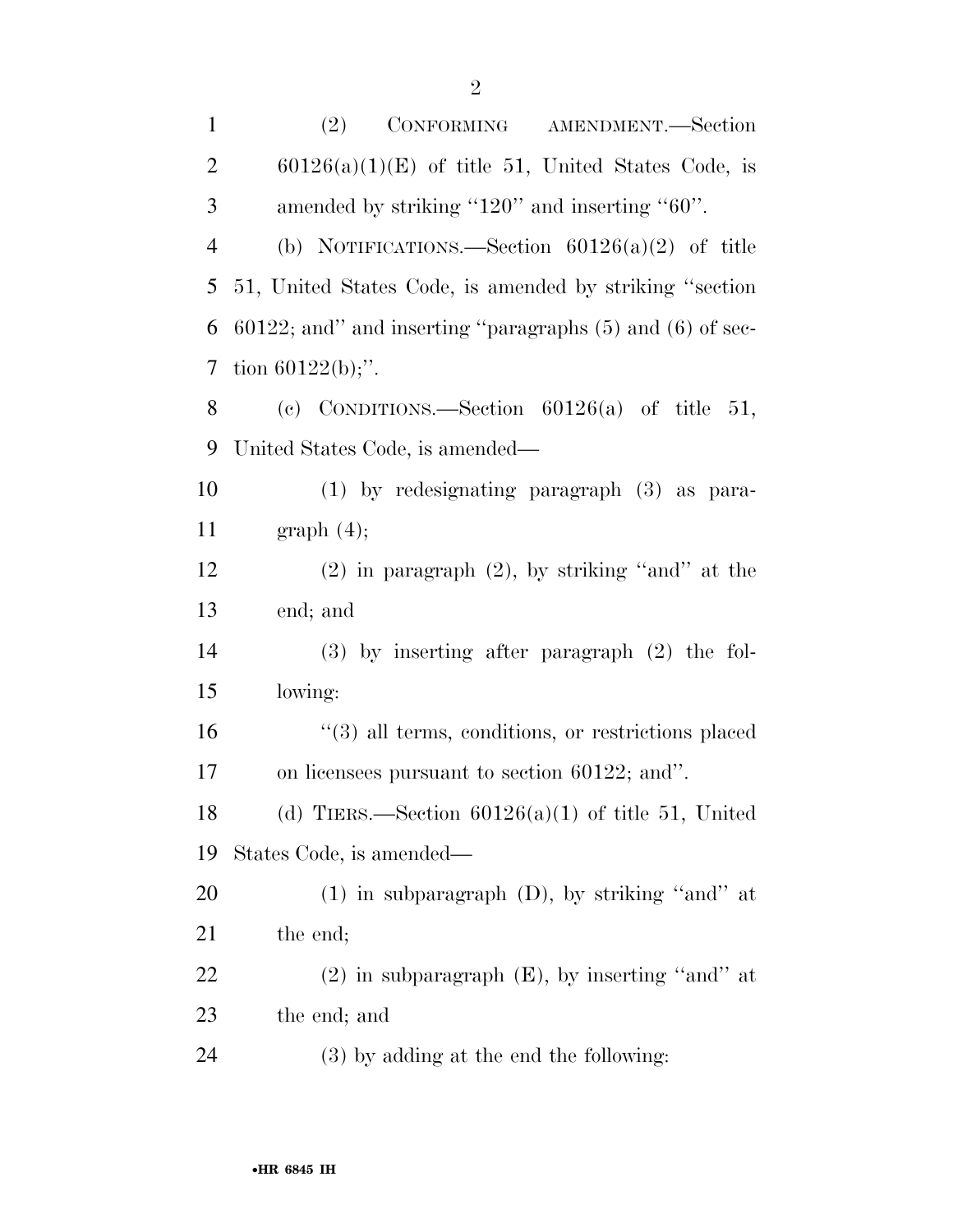(2) CONFORMING AMENDMENT.—Section 60126(a)(1)(E) of title 51, United States Code, is amended by striking ''120'' and inserting ''60''.

(b) NOTIFICATIONS.—Section 60126(a)(2) of title 51, United States Code, is amended by striking ''section 60122; and'' and inserting ''paragraphs (5) and (6) of section 60122(b);''.

(c) CONDITIONS.—Section 60126(a) of title 51, United States Code, is amended—

(1) by redesignating paragraph (3) as paragraph (4);

(2) in paragraph (2), by striking ''and'' at the end; and

(3) by inserting after paragraph (2) the following:

''(3) all terms, conditions, or restrictions placed on licensees pursuant to section 60122; and''.

(d) TIERS.—Section 60126(a)(1) of title 51, United States Code, is amended—

(1) in subparagraph (D), by striking ''and'' at the end;

(2) in subparagraph (E), by inserting ''and'' at the end; and

(3) by adding at the end the following: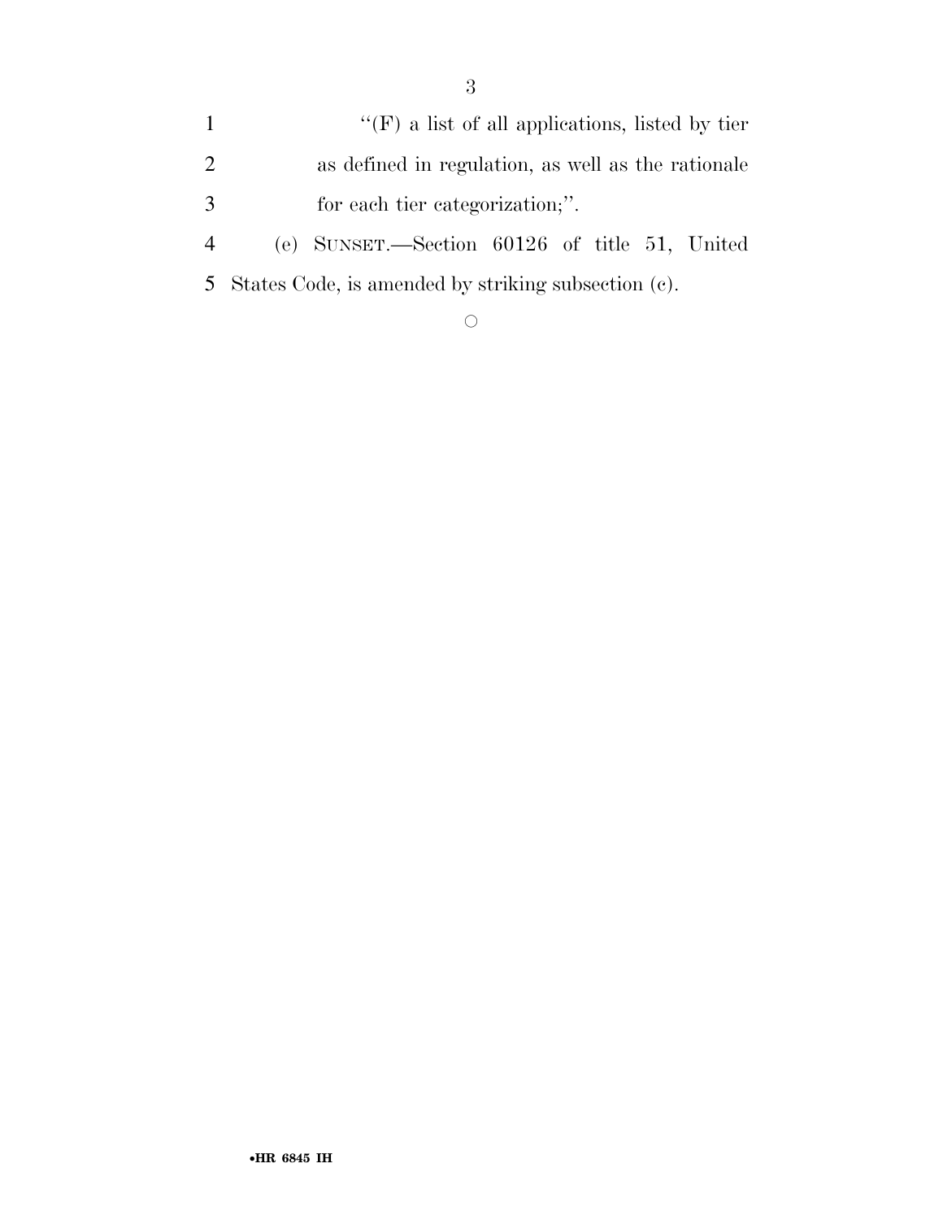"(F) a list of all applications, listed by tier as defined in regulation, as well as the rationale for each tier categorization;".

(e) SUNSET.—Section 60126 of title 51, United States Code, is amended by striking subsection (c).

○